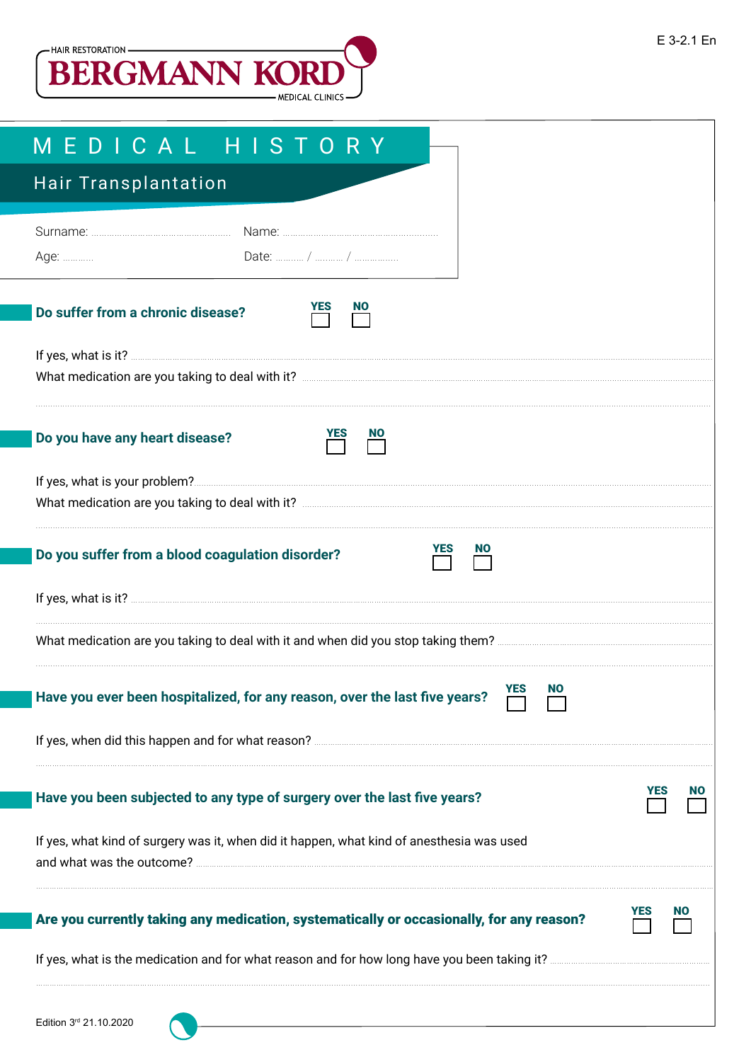HAIR RESTORATION

**BERGMANN KORD**

MEDICAL CLINICS

E 3-2.1 En

# MEDICAL HISTORY

## Hair Transplantation

Surname: .................................... Name: ....................................

Age: ........... Date: ......... / ......... / ...............

**Do suffer from a chronic disease?** YES ☐ NO ☐

If yes, what is it? ..........................................................................

What medication are you taking to deal with it? ..........................................................................

..........................................................................

**Do you have any heart disease?** YES ☐ NO ☐

If yes, what is your problem? ..........................................................................

What medication are you taking to deal with it? ..........................................................................

..........................................................................

**Do you suffer from a blood coagulation disorder?** YES ☐ NO ☐

If yes, what is it? ..........................................................................

..........................................................................

What medication are you taking to deal with it and when did you stop taking them? ..........................................................................

..........................................................................

**Have you ever been hospitalized, for any reason, over the last five years?** YES ☐ NO ☐

If yes, when did this happen and for what reason? ..........................................................................

..........................................................................

**Have you been subjected to any type of surgery over the last five years?** YES ☐ NO ☐

If yes, what kind of surgery was it, when did it happen, what kind of anesthesia was used and what was the outcome? ..........................................................................

..........................................................................

**Are you currently taking any medication, systematically or occasionally, for any reason?** YES ☐ NO ☐

If yes, what is the medication and for what reason and for how long have you been taking it? ..........................................................................

..........................................................................

Edition 3rd 21.10.2020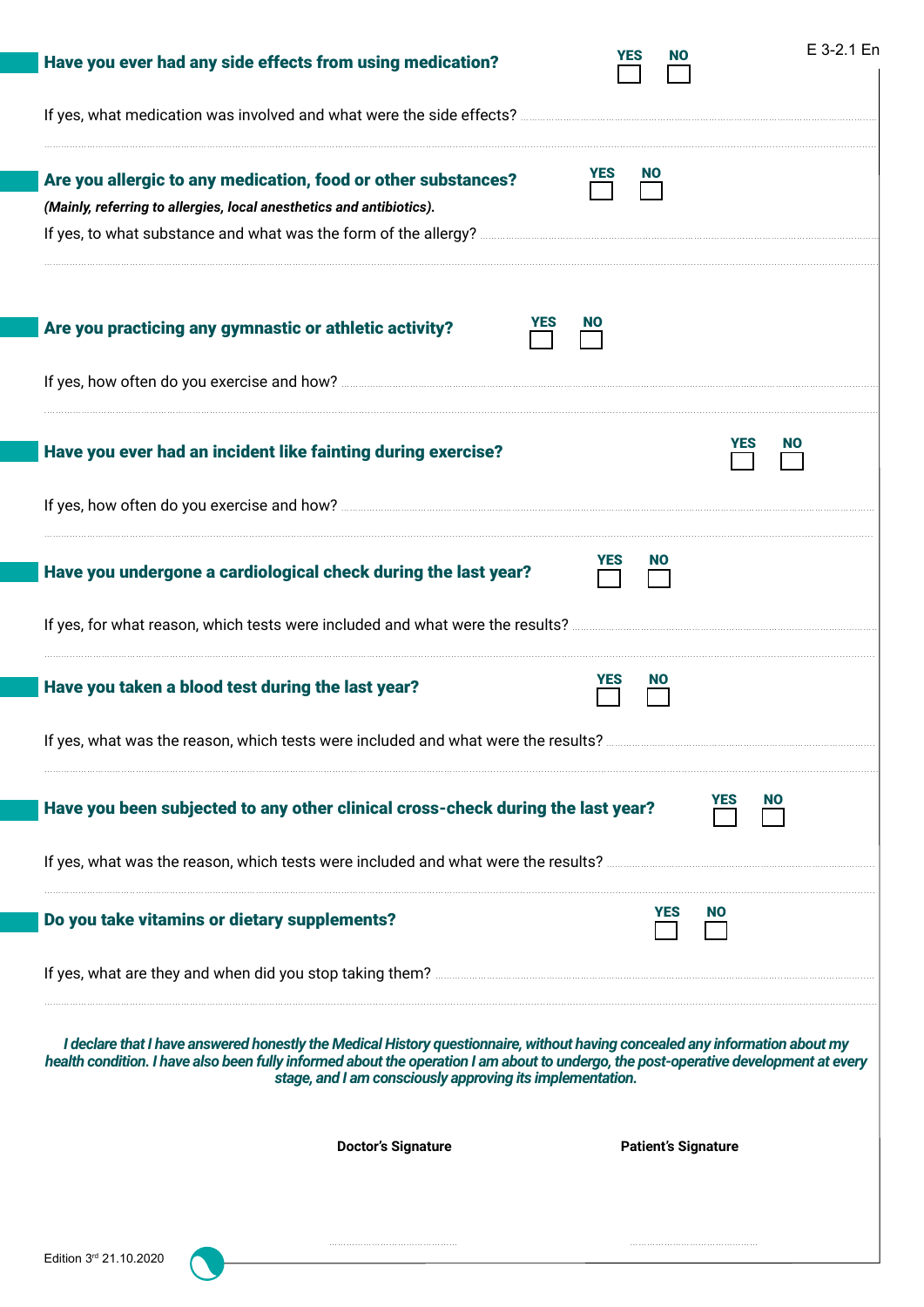E 3-2.1 En

**Have you ever had any side effects from using medication?** YES ☐ NO ☐

If yes, what medication was involved and what were the side effects? ..............................

..............................

**Are you allergic to any medication, food or other substances?** YES ☐ NO ☐

***(Mainly, referring to allergies, local anesthetics and antibiotics).***

If yes, to what substance and what was the form of the allergy? ..............................

..............................

**Are you practicing any gymnastic or athletic activity?** YES ☐ NO ☐

If yes, how often do you exercise and how? ..............................

..............................

**Have you ever had an incident like fainting during exercise?** YES ☐ NO ☐

If yes, how often do you exercise and how? ..............................

..............................

**Have you undergone a cardiological check during the last year?** YES ☐ NO ☐

If yes, for what reason, which tests were included and what were the results? ..............................

..............................

**Have you taken a blood test during the last year?** YES ☐ NO ☐

If yes, what was the reason, which tests were included and what were the results? ..............................

..............................

**Have you been subjected to any other clinical cross-check during the last year?** YES ☐ NO ☐

If yes, what was the reason, which tests were included and what were the results? ..............................

..............................

**Do you take vitamins or dietary supplements?** YES ☐ NO ☐

If yes, what are they and when did you stop taking them? ..............................

..............................

***I declare that I have answered honestly the Medical History questionnaire, without having concealed any information about my health condition. I have also been fully informed about the operation I am about to undergo, the post-operative development at every stage, and I am consciously approving its implementation.***

**Doctor's Signature** ..............................

**Patient's Signature** ..............................

Edition 3rd 21.10.2020